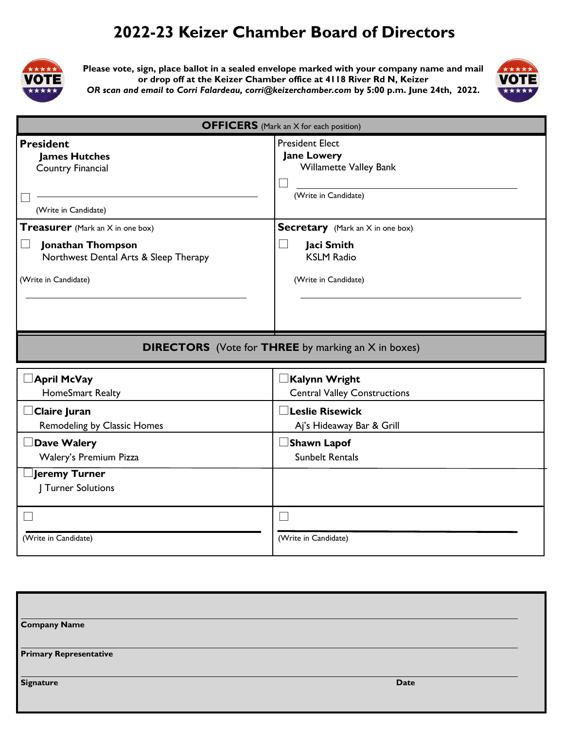# 2022-23 Keizer Chamber Board of Directors

**Please vote, sign, place ballot in a sealed envelope marked with your company name and mail or drop off at the Keizer Chamber office at 4118 River Rd N, Keizer**
***OR scan and email to Corri Falardeau, corri@keizerchamber.com* by 5:00 p.m. June 24th, 2022.**

## OFFICERS (Mark an X for each position)

| | |
|---|---|
| **President**<br>**James Hutches**<br>Country Financial<br><br>☐ ______________________<br>(Write in Candidate) | President Elect<br>**Jane Lowery**<br>Willamette Valley Bank<br><br>☐ ______________________<br>(Write in Candidate) |
| **Treasurer** (Mark an X in one box)<br>☐ **Jonathan Thompson**<br>Northwest Dental Arts & Sleep Therapy<br><br>(Write in Candidate)<br>______________________ | **Secretary** (Mark an X in one box)<br>☐ **Jaci Smith**<br>KSLM Radio<br><br>(Write in Candidate)<br>______________________ |

## DIRECTORS (Vote for THREE by marking an X in boxes)

| | |
|---|---|
| ☐ **April McVay**<br>HomeSmart Realty | ☐ **Kalynn Wright**<br>Central Valley Constructions |
| ☐ **Claire Juran**<br>Remodeling by Classic Homes | ☐ **Leslie Risewick**<br>Aj's Hideaway Bar & Grill |
| ☐ **Dave Walery**<br>Walery's Premium Pizza | ☐ **Shawn Lapof**<br>Sunbelt Rentals |
| ☐ **Jeremy Turner**<br>J Turner Solutions | |
| ☐<br>______________________<br>(Write in Candidate) | ☐<br>______________________<br>(Write in Candidate) |

______________________
**Company Name**

______________________
**Primary Representative**

______________________
**Signature** **Date**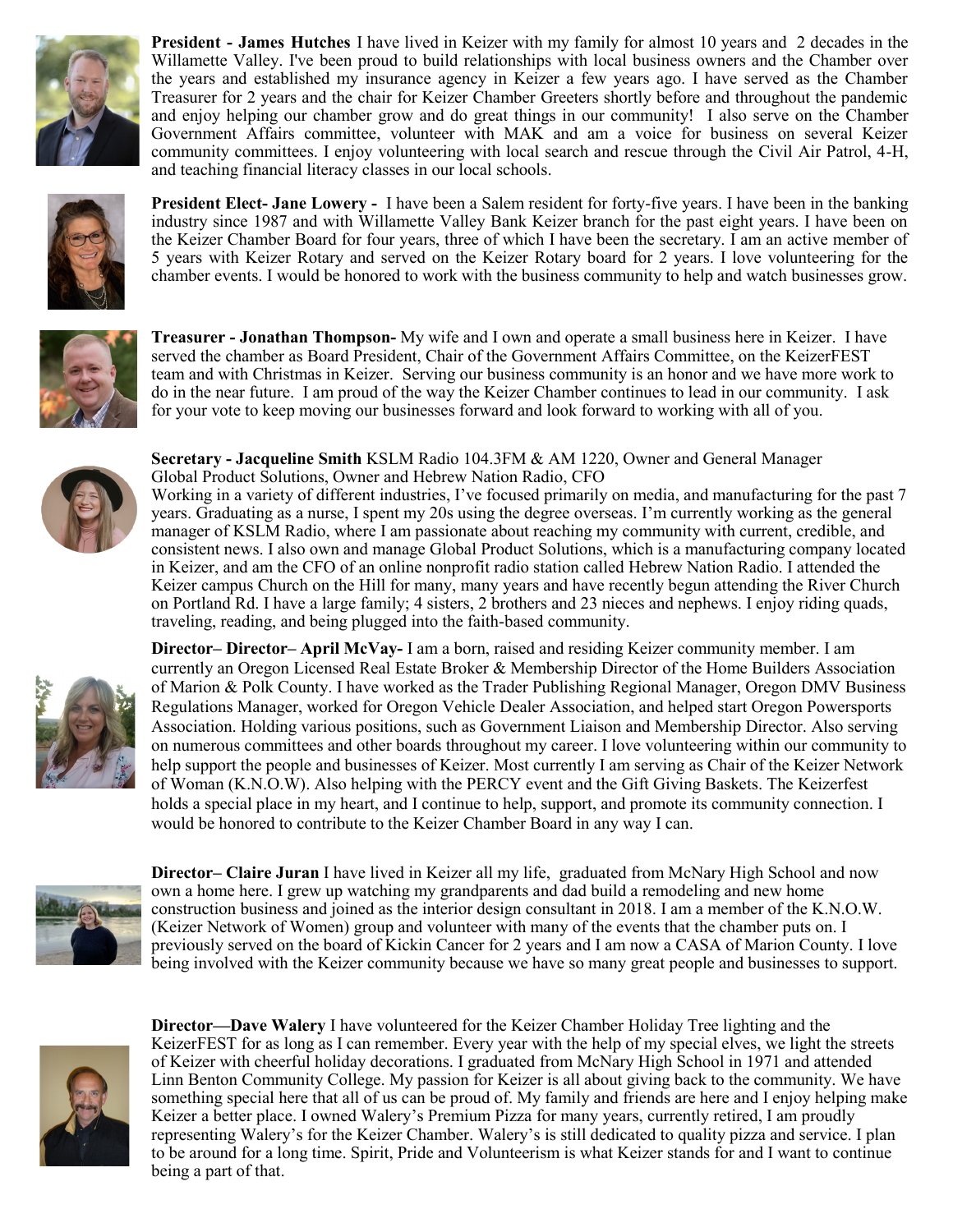**President - James Hutches** I have lived in Keizer with my family for almost 10 years and 2 decades in the Willamette Valley. I've been proud to build relationships with local business owners and the Chamber over the years and established my insurance agency in Keizer a few years ago. I have served as the Chamber Treasurer for 2 years and the chair for Keizer Chamber Greeters shortly before and throughout the pandemic and enjoy helping our chamber grow and do great things in our community! I also serve on the Chamber Government Affairs committee, volunteer with MAK and am a voice for business on several Keizer community committees. I enjoy volunteering with local search and rescue through the Civil Air Patrol, 4-H, and teaching financial literacy classes in our local schools.

**President Elect- Jane Lowery -** I have been a Salem resident for forty-five years. I have been in the banking industry since 1987 and with Willamette Valley Bank Keizer branch for the past eight years. I have been on the Keizer Chamber Board for four years, three of which I have been the secretary. I am an active member of 5 years with Keizer Rotary and served on the Keizer Rotary board for 2 years. I love volunteering for the chamber events. I would be honored to work with the business community to help and watch businesses grow.

**Treasurer - Jonathan Thompson-** My wife and I own and operate a small business here in Keizer. I have served the chamber as Board President, Chair of the Government Affairs Committee, on the KeizerFEST team and with Christmas in Keizer. Serving our business community is an honor and we have more work to do in the near future. I am proud of the way the Keizer Chamber continues to lead in our community. I ask for your vote to keep moving our businesses forward and look forward to working with all of you.

**Secretary - Jacqueline Smith** KSLM Radio 104.3FM & AM 1220, Owner and General Manager
Global Product Solutions, Owner and Hebrew Nation Radio, CFO
Working in a variety of different industries, I've focused primarily on media, and manufacturing for the past 7 years. Graduating as a nurse, I spent my 20s using the degree overseas. I'm currently working as the general manager of KSLM Radio, where I am passionate about reaching my community with current, credible, and consistent news. I also own and manage Global Product Solutions, which is a manufacturing company located in Keizer, and am the CFO of an online nonprofit radio station called Hebrew Nation Radio. I attended the Keizer campus Church on the Hill for many, many years and have recently begun attending the River Church on Portland Rd. I have a large family; 4 sisters, 2 brothers and 23 nieces and nephews. I enjoy riding quads, traveling, reading, and being plugged into the faith-based community.

**Director– Director– April McVay-** I am a born, raised and residing Keizer community member. I am currently an Oregon Licensed Real Estate Broker & Membership Director of the Home Builders Association of Marion & Polk County. I have worked as the Trader Publishing Regional Manager, Oregon DMV Business Regulations Manager, worked for Oregon Vehicle Dealer Association, and helped start Oregon Powersports Association. Holding various positions, such as Government Liaison and Membership Director. Also serving on numerous committees and other boards throughout my career. I love volunteering within our community to help support the people and businesses of Keizer. Most currently I am serving as Chair of the Keizer Network of Woman (K.N.O.W). Also helping with the PERCY event and the Gift Giving Baskets. The Keizerfest holds a special place in my heart, and I continue to help, support, and promote its community connection. I would be honored to contribute to the Keizer Chamber Board in any way I can.

**Director– Claire Juran** I have lived in Keizer all my life, graduated from McNary High School and now own a home here. I grew up watching my grandparents and dad build a remodeling and new home construction business and joined as the interior design consultant in 2018. I am a member of the K.N.O.W. (Keizer Network of Women) group and volunteer with many of the events that the chamber puts on. I previously served on the board of Kickin Cancer for 2 years and I am now a CASA of Marion County. I love being involved with the Keizer community because we have so many great people and businesses to support.

**Director—Dave Walery** I have volunteered for the Keizer Chamber Holiday Tree lighting and the KeizerFEST for as long as I can remember. Every year with the help of my special elves, we light the streets of Keizer with cheerful holiday decorations. I graduated from McNary High School in 1971 and attended Linn Benton Community College. My passion for Keizer is all about giving back to the community. We have something special here that all of us can be proud of. My family and friends are here and I enjoy helping make Keizer a better place. I owned Walery's Premium Pizza for many years, currently retired, I am proudly representing Walery's for the Keizer Chamber. Walery's is still dedicated to quality pizza and service. I plan to be around for a long time. Spirit, Pride and Volunteerism is what Keizer stands for and I want to continue being a part of that.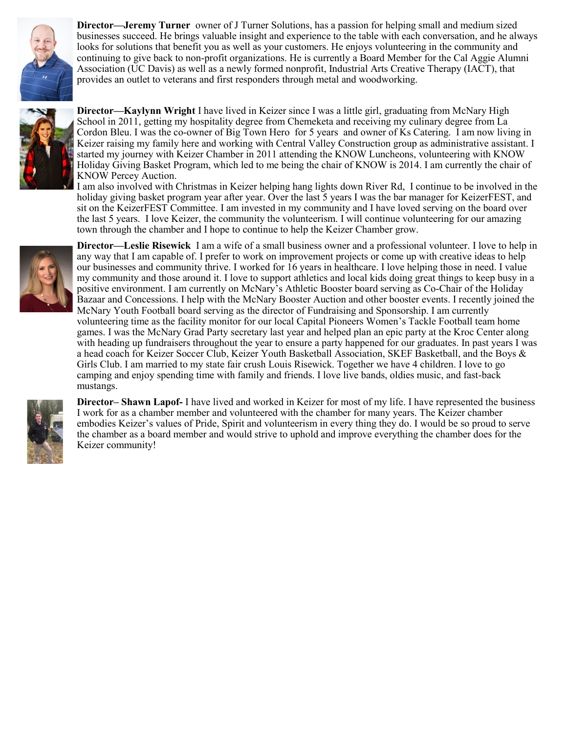**Director—Jeremy Turner** owner of J Turner Solutions, has a passion for helping small and medium sized businesses succeed. He brings valuable insight and experience to the table with each conversation, and he always looks for solutions that benefit you as well as your customers. He enjoys volunteering in the community and continuing to give back to non-profit organizations. He is currently a Board Member for the Cal Aggie Alumni Association (UC Davis) as well as a newly formed nonprofit, Industrial Arts Creative Therapy (IACT), that provides an outlet to veterans and first responders through metal and woodworking.

**Director—Kaylynn Wright** I have lived in Keizer since I was a little girl, graduating from McNary High School in 2011, getting my hospitality degree from Chemeketa and receiving my culinary degree from La Cordon Bleu. I was the co-owner of Big Town Hero for 5 years and owner of Ks Catering. I am now living in Keizer raising my family here and working with Central Valley Construction group as administrative assistant. I started my journey with Keizer Chamber in 2011 attending the KNOW Luncheons, volunteering with KNOW Holiday Giving Basket Program, which led to me being the chair of KNOW is 2014. I am currently the chair of KNOW Percey Auction.

I am also involved with Christmas in Keizer helping hang lights down River Rd, I continue to be involved in the holiday giving basket program year after year. Over the last 5 years I was the bar manager for KeizerFEST, and sit on the KeizerFEST Committee. I am invested in my community and I have loved serving on the board over the last 5 years. I love Keizer, the community the volunteerism. I will continue volunteering for our amazing town through the chamber and I hope to continue to help the Keizer Chamber grow.

**Director—Leslie Risewick** I am a wife of a small business owner and a professional volunteer. I love to help in any way that I am capable of. I prefer to work on improvement projects or come up with creative ideas to help our businesses and community thrive. I worked for 16 years in healthcare. I love helping those in need. I value my community and those around it. I love to support athletics and local kids doing great things to keep busy in a positive environment. I am currently on McNary's Athletic Booster board serving as Co-Chair of the Holiday Bazaar and Concessions. I help with the McNary Booster Auction and other booster events. I recently joined the McNary Youth Football board serving as the director of Fundraising and Sponsorship. I am currently volunteering time as the facility monitor for our local Capital Pioneers Women's Tackle Football team home games. I was the McNary Grad Party secretary last year and helped plan an epic party at the Kroc Center along with heading up fundraisers throughout the year to ensure a party happened for our graduates. In past years I was a head coach for Keizer Soccer Club, Keizer Youth Basketball Association, SKEF Basketball, and the Boys & Girls Club. I am married to my state fair crush Louis Risewick. Together we have 4 children. I love to go camping and enjoy spending time with family and friends. I love live bands, oldies music, and fast-back mustangs.

**Director– Shawn Lapof-** I have lived and worked in Keizer for most of my life. I have represented the business I work for as a chamber member and volunteered with the chamber for many years. The Keizer chamber embodies Keizer's values of Pride, Spirit and volunteerism in every thing they do. I would be so proud to serve the chamber as a board member and would strive to uphold and improve everything the chamber does for the Keizer community!